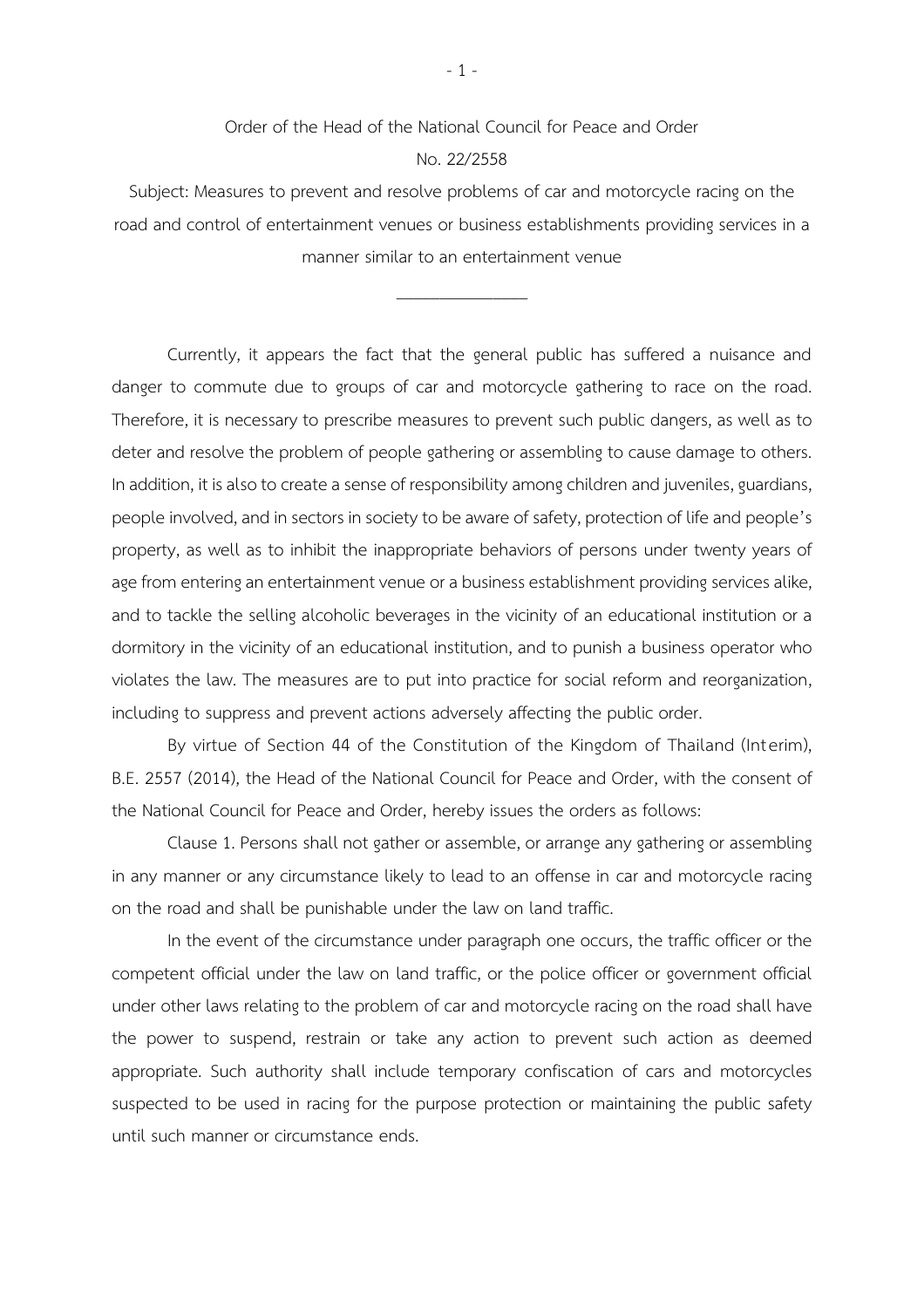# Order of the Head of the National Council for Peace and Order

## No. 22/2558

**Subject: Measures to prevent and resolve problems of car and motorcycle racing on the road and control of entertainment venues or business establishments providing services in a manner similar to an entertainment venue**

---

Currently, it appears the fact that the general public has suffered a nuisance and danger to commute due to groups of car and motorcycle gathering to race on the road. Therefore, it is necessary to prescribe measures to prevent such public dangers, as well as to deter and resolve the problem of people gathering or assembling to cause damage to others. In addition, it is also to create a sense of responsibility among children and juveniles, guardians, people involved, and in sectors in society to be aware of safety, protection of life and people's property, as well as to inhibit the inappropriate behaviors of persons under twenty years of age from entering an entertainment venue or a business establishment providing services alike, and to tackle the selling alcoholic beverages in the vicinity of an educational institution or a dormitory in the vicinity of an educational institution, and to punish a business operator who violates the law. The measures are to put into practice for social reform and reorganization, including to suppress and prevent actions adversely affecting the public order.

By virtue of Section 44 of the Constitution of the Kingdom of Thailand (Interim), B.E. 2557 (2014), the Head of the National Council for Peace and Order, with the consent of the National Council for Peace and Order, hereby issues the orders as follows:

Clause 1. Persons shall not gather or assemble, or arrange any gathering or assembling in any manner or any circumstance likely to lead to an offense in car and motorcycle racing on the road and shall be punishable under the law on land traffic.

In the event of the circumstance under paragraph one occurs, the traffic officer or the competent official under the law on land traffic, or the police officer or government official under other laws relating to the problem of car and motorcycle racing on the road shall have the power to suspend, restrain or take any action to prevent such action as deemed appropriate. Such authority shall include temporary confiscation of cars and motorcycles suspected to be used in racing for the purpose protection or maintaining the public safety until such manner or circumstance ends.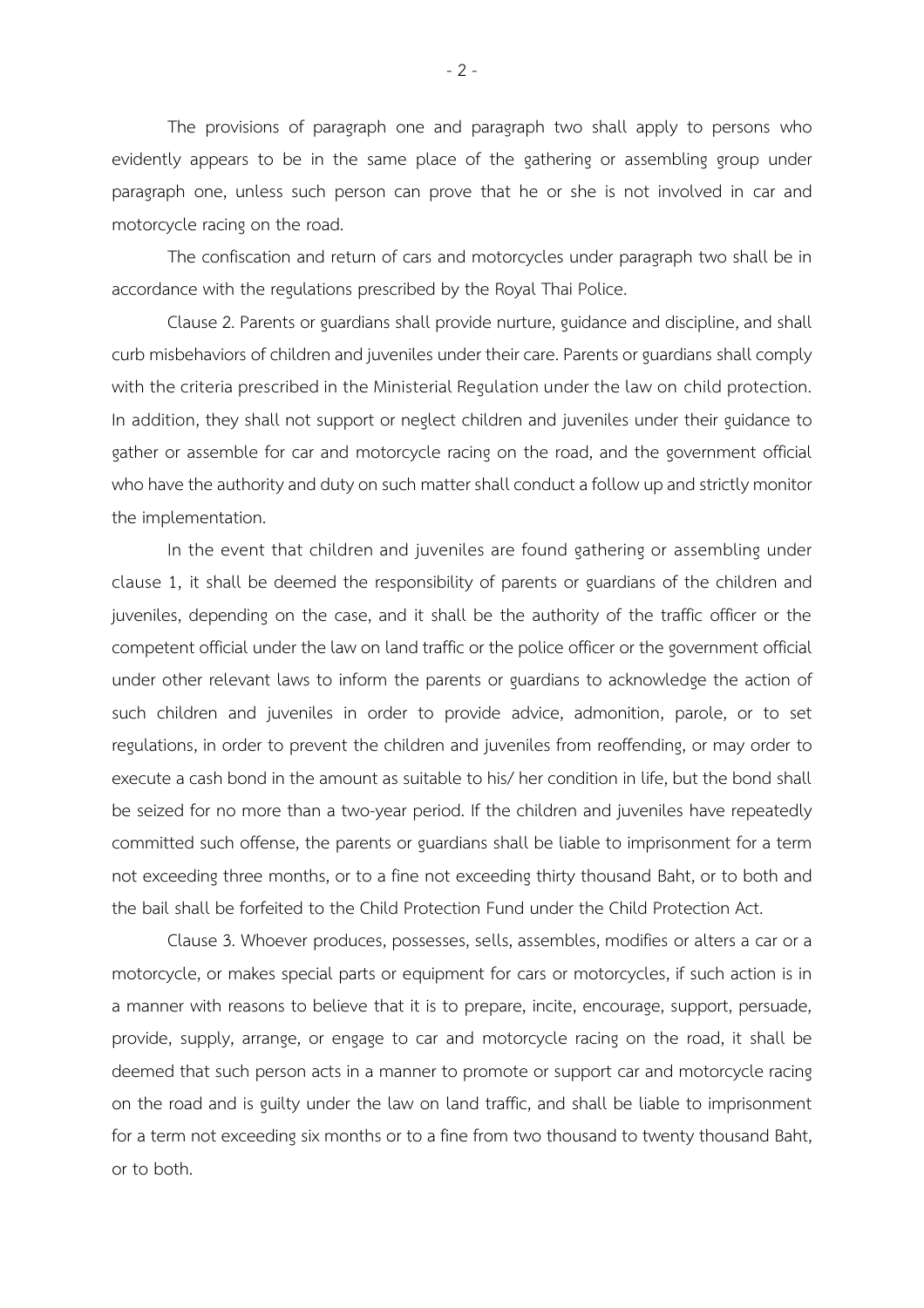The provisions of paragraph one and paragraph two shall apply to persons who evidently appears to be in the same place of the gathering or assembling group under paragraph one, unless such person can prove that he or she is not involved in car and motorcycle racing on the road.

The confiscation and return of cars and motorcycles under paragraph two shall be in accordance with the regulations prescribed by the Royal Thai Police.

Clause 2. Parents or guardians shall provide nurture, guidance and discipline, and shall curb misbehaviors of children and juveniles under their care. Parents or guardians shall comply with the criteria prescribed in the Ministerial Regulation under the law on child protection. In addition, they shall not support or neglect children and juveniles under their guidance to gather or assemble for car and motorcycle racing on the road, and the government official who have the authority and duty on such matter shall conduct a follow up and strictly monitor the implementation.

In the event that children and juveniles are found gathering or assembling under clause 1, it shall be deemed the responsibility of parents or guardians of the children and juveniles, depending on the case, and it shall be the authority of the traffic officer or the competent official under the law on land traffic or the police officer or the government official under other relevant laws to inform the parents or guardians to acknowledge the action of such children and juveniles in order to provide advice, admonition, parole, or to set regulations, in order to prevent the children and juveniles from reoffending, or may order to execute a cash bond in the amount as suitable to his/ her condition in life, but the bond shall be seized for no more than a two-year period. If the children and juveniles have repeatedly committed such offense, the parents or guardians shall be liable to imprisonment for a term not exceeding three months, or to a fine not exceeding thirty thousand Baht, or to both and the bail shall be forfeited to the Child Protection Fund under the Child Protection Act.

Clause 3. Whoever produces, possesses, sells, assembles, modifies or alters a car or a motorcycle, or makes special parts or equipment for cars or motorcycles, if such action is in a manner with reasons to believe that it is to prepare, incite, encourage, support, persuade, provide, supply, arrange, or engage to car and motorcycle racing on the road, it shall be deemed that such person acts in a manner to promote or support car and motorcycle racing on the road and is guilty under the law on land traffic, and shall be liable to imprisonment for a term not exceeding six months or to a fine from two thousand to twenty thousand Baht, or to both.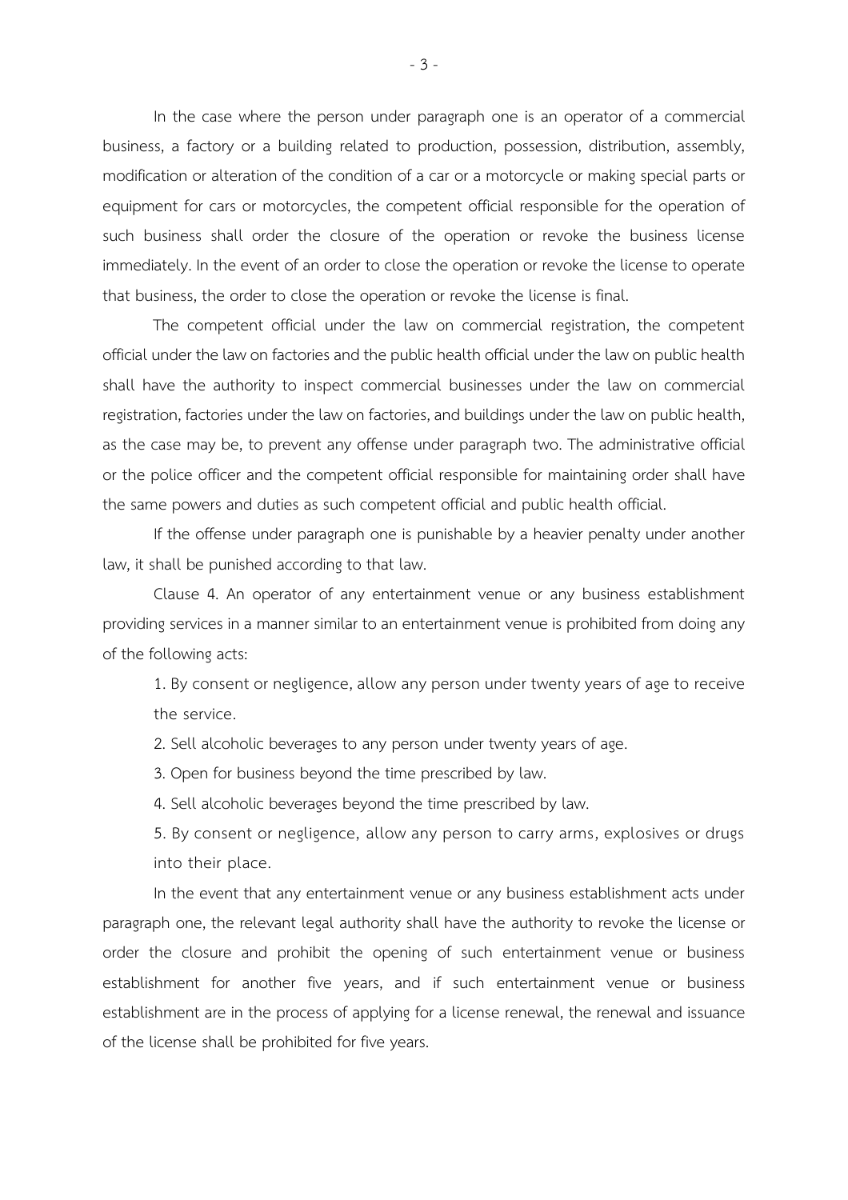In the case where the person under paragraph one is an operator of a commercial business, a factory or a building related to production, possession, distribution, assembly, modification or alteration of the condition of a car or a motorcycle or making special parts or equipment for cars or motorcycles, the competent official responsible for the operation of such business shall order the closure of the operation or revoke the business license immediately. In the event of an order to close the operation or revoke the license to operate that business, the order to close the operation or revoke the license is final.

The competent official under the law on commercial registration, the competent official under the law on factories and the public health official under the law on public health shall have the authority to inspect commercial businesses under the law on commercial registration, factories under the law on factories, and buildings under the law on public health, as the case may be, to prevent any offense under paragraph two. The administrative official or the police officer and the competent official responsible for maintaining order shall have the same powers and duties as such competent official and public health official.

If the offense under paragraph one is punishable by a heavier penalty under another law, it shall be punished according to that law.

Clause 4. An operator of any entertainment venue or any business establishment providing services in a manner similar to an entertainment venue is prohibited from doing any of the following acts:

1. By consent or negligence, allow any person under twenty years of age to receive the service.
2. Sell alcoholic beverages to any person under twenty years of age.
3. Open for business beyond the time prescribed by law.
4. Sell alcoholic beverages beyond the time prescribed by law.
5. By consent or negligence, allow any person to carry arms, explosives or drugs into their place.

In the event that any entertainment venue or any business establishment acts under paragraph one, the relevant legal authority shall have the authority to revoke the license or order the closure and prohibit the opening of such entertainment venue or business establishment for another five years, and if such entertainment venue or business establishment are in the process of applying for a license renewal, the renewal and issuance of the license shall be prohibited for five years.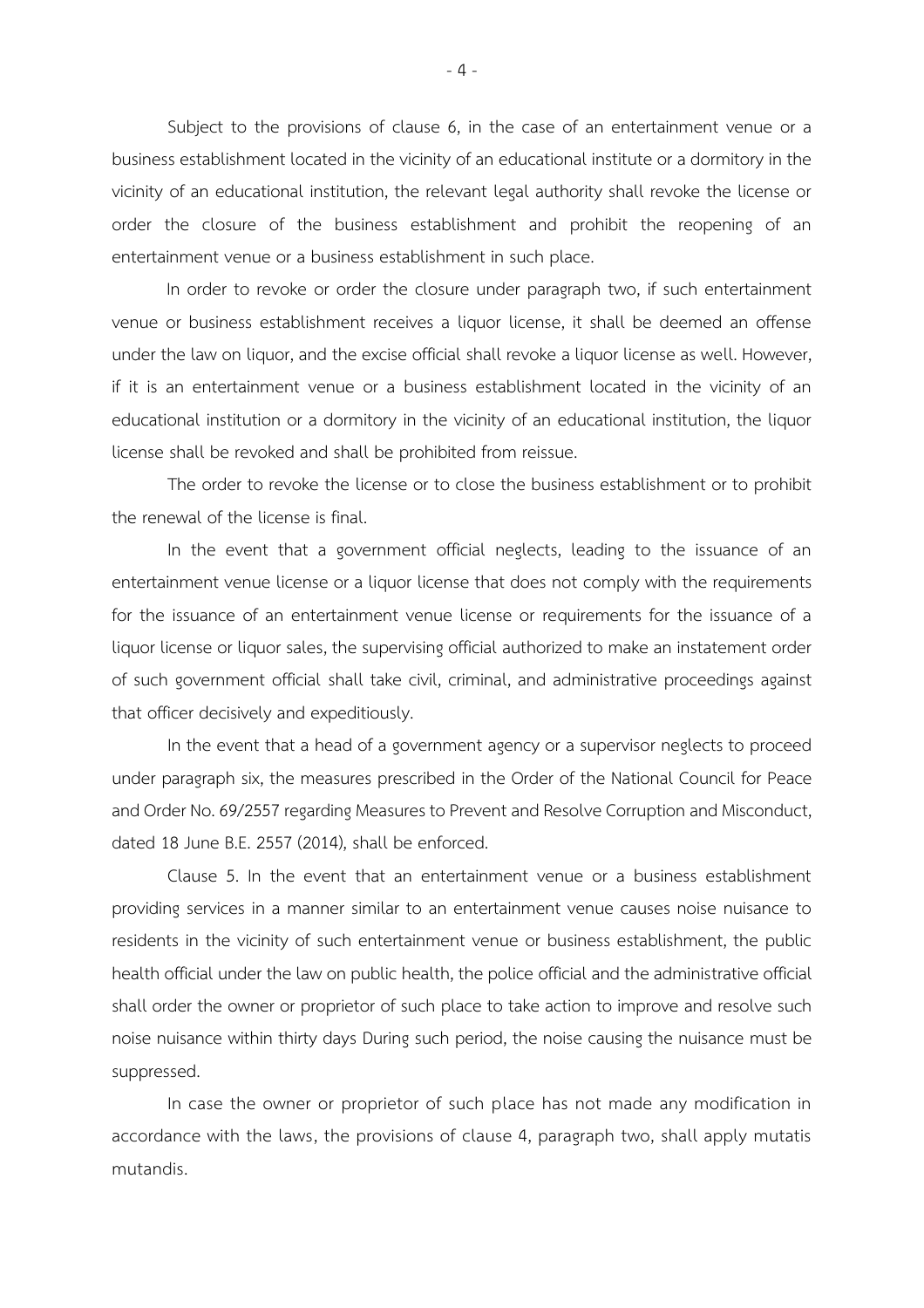Subject to the provisions of clause 6, in the case of an entertainment venue or a business establishment located in the vicinity of an educational institute or a dormitory in the vicinity of an educational institution, the relevant legal authority shall revoke the license or order the closure of the business establishment and prohibit the reopening of an entertainment venue or a business establishment in such place.

In order to revoke or order the closure under paragraph two, if such entertainment venue or business establishment receives a liquor license, it shall be deemed an offense under the law on liquor, and the excise official shall revoke a liquor license as well. However, if it is an entertainment venue or a business establishment located in the vicinity of an educational institution or a dormitory in the vicinity of an educational institution, the liquor license shall be revoked and shall be prohibited from reissue.

The order to revoke the license or to close the business establishment or to prohibit the renewal of the license is final.

In the event that a government official neglects, leading to the issuance of an entertainment venue license or a liquor license that does not comply with the requirements for the issuance of an entertainment venue license or requirements for the issuance of a liquor license or liquor sales, the supervising official authorized to make an instatement order of such government official shall take civil, criminal, and administrative proceedings against that officer decisively and expeditiously.

In the event that a head of a government agency or a supervisor neglects to proceed under paragraph six, the measures prescribed in the Order of the National Council for Peace and Order No. 69/2557 regarding Measures to Prevent and Resolve Corruption and Misconduct, dated 18 June B.E. 2557 (2014), shall be enforced.

Clause 5. In the event that an entertainment venue or a business establishment providing services in a manner similar to an entertainment venue causes noise nuisance to residents in the vicinity of such entertainment venue or business establishment, the public health official under the law on public health, the police official and the administrative official shall order the owner or proprietor of such place to take action to improve and resolve such noise nuisance within thirty days During such period, the noise causing the nuisance must be suppressed.

In case the owner or proprietor of such place has not made any modification in accordance with the laws, the provisions of clause 4, paragraph two, shall apply mutatis mutandis.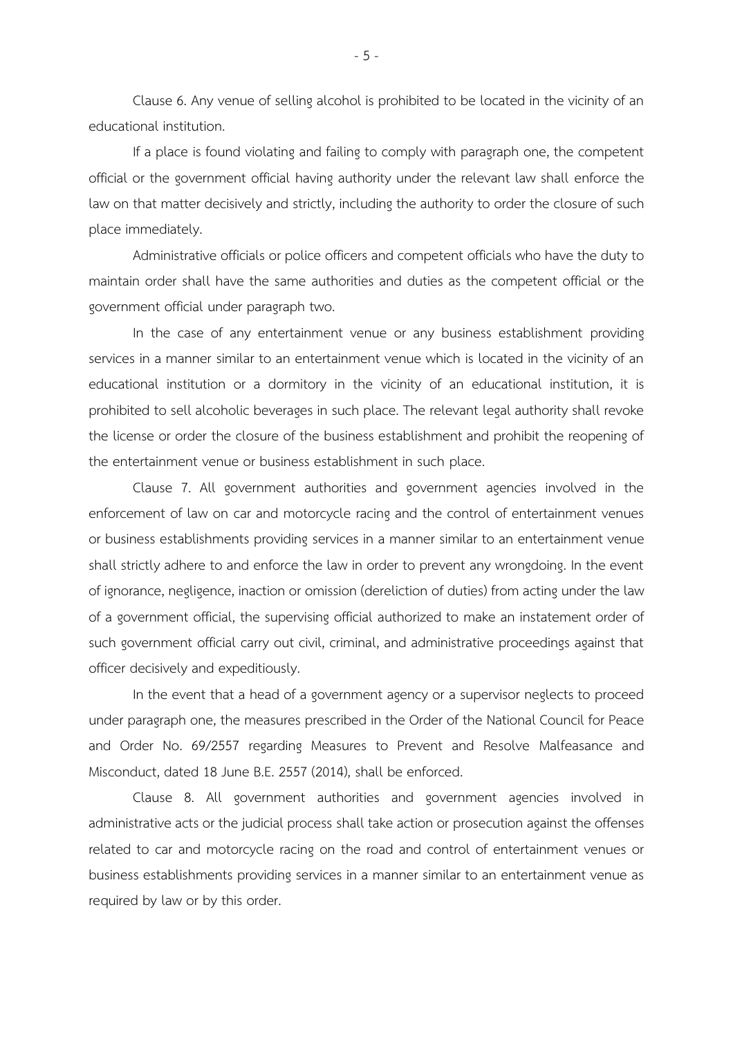Clause 6. Any venue of selling alcohol is prohibited to be located in the vicinity of an educational institution.

If a place is found violating and failing to comply with paragraph one, the competent official or the government official having authority under the relevant law shall enforce the law on that matter decisively and strictly, including the authority to order the closure of such place immediately.

Administrative officials or police officers and competent officials who have the duty to maintain order shall have the same authorities and duties as the competent official or the government official under paragraph two.

In the case of any entertainment venue or any business establishment providing services in a manner similar to an entertainment venue which is located in the vicinity of an educational institution or a dormitory in the vicinity of an educational institution, it is prohibited to sell alcoholic beverages in such place. The relevant legal authority shall revoke the license or order the closure of the business establishment and prohibit the reopening of the entertainment venue or business establishment in such place.

Clause 7. All government authorities and government agencies involved in the enforcement of law on car and motorcycle racing and the control of entertainment venues or business establishments providing services in a manner similar to an entertainment venue shall strictly adhere to and enforce the law in order to prevent any wrongdoing. In the event of ignorance, negligence, inaction or omission (dereliction of duties) from acting under the law of a government official, the supervising official authorized to make an instatement order of such government official carry out civil, criminal, and administrative proceedings against that officer decisively and expeditiously.

In the event that a head of a government agency or a supervisor neglects to proceed under paragraph one, the measures prescribed in the Order of the National Council for Peace and Order No. 69/2557 regarding Measures to Prevent and Resolve Malfeasance and Misconduct, dated 18 June B.E. 2557 (2014), shall be enforced.

Clause 8. All government authorities and government agencies involved in administrative acts or the judicial process shall take action or prosecution against the offenses related to car and motorcycle racing on the road and control of entertainment venues or business establishments providing services in a manner similar to an entertainment venue as required by law or by this order.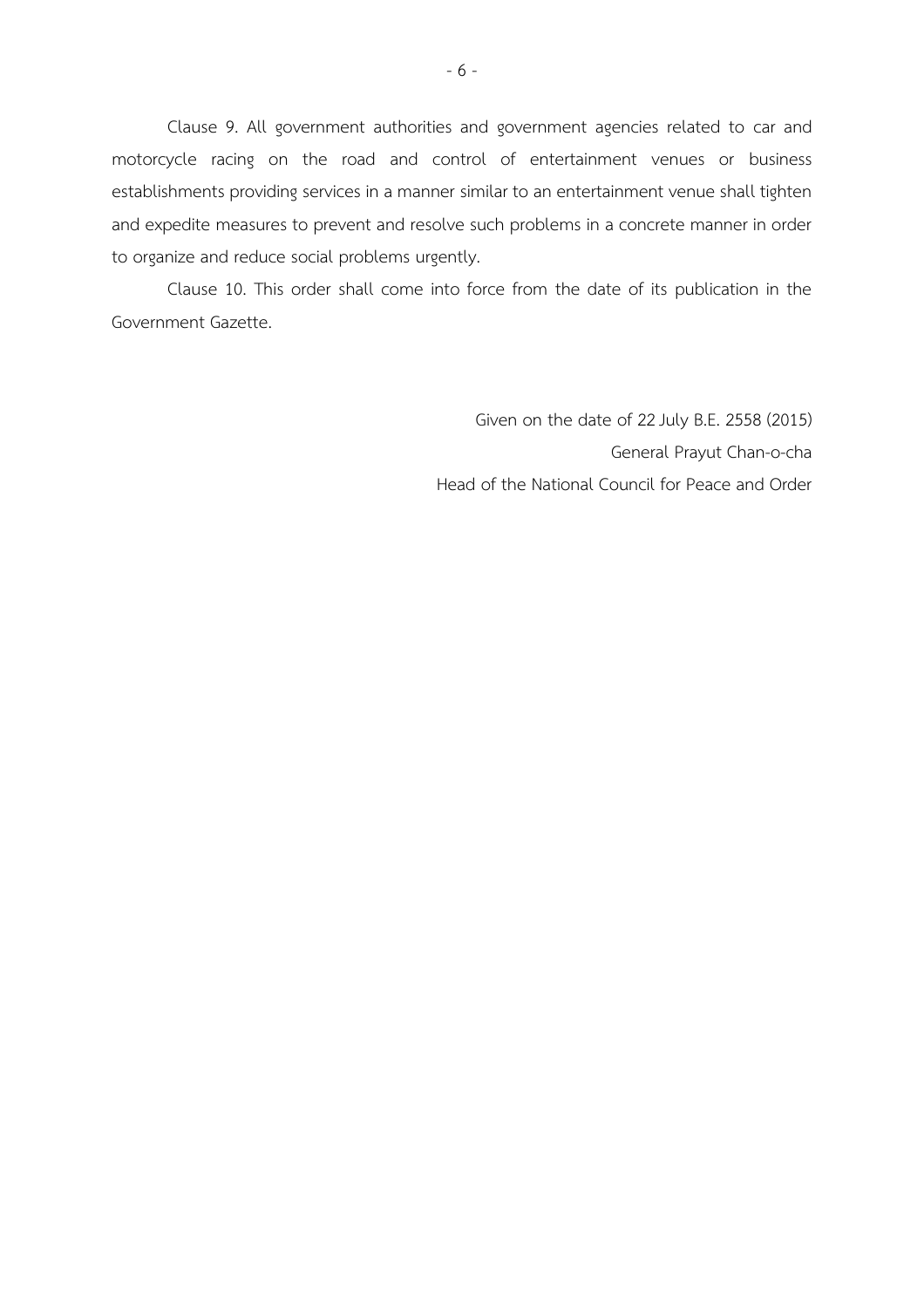Clause 9. All government authorities and government agencies related to car and motorcycle racing on the road and control of entertainment venues or business establishments providing services in a manner similar to an entertainment venue shall tighten and expedite measures to prevent and resolve such problems in a concrete manner in order to organize and reduce social problems urgently.

Clause 10. This order shall come into force from the date of its publication in the Government Gazette.

Given on the date of 22 July B.E. 2558 (2015)

General Prayut Chan-o-cha

Head of the National Council for Peace and Order